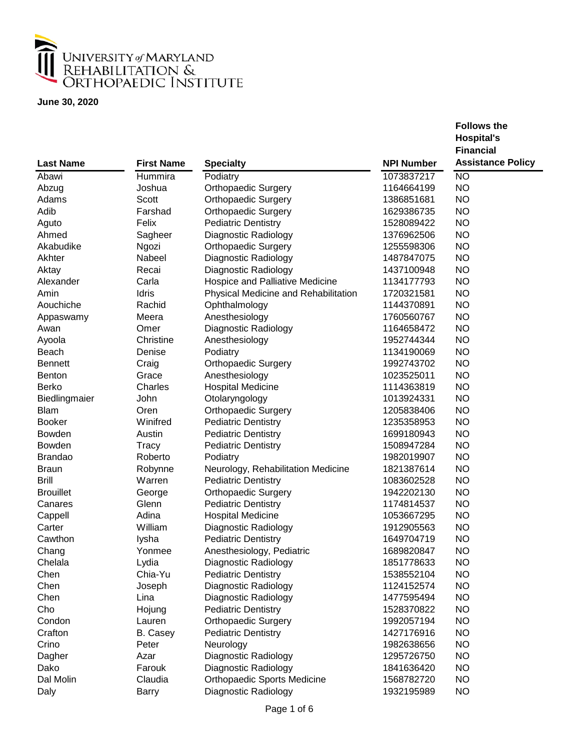UNIVERSITY of MARYLAND
REHABILITATION &
ORTHOPAEDIC INSTITUTE

**June 30, 2020**

| Last Name | First Name | Specialty | NPI Number | Follows the Hospital's Financial Assistance Policy |
|---|---|---|---|---|
| Abawi | Hummira | Podiatry | 1073837217 | NO |
| Abzug | Joshua | Orthopaedic Surgery | 1164664199 | NO |
| Adams | Scott | Orthopaedic Surgery | 1386851681 | NO |
| Adib | Farshad | Orthopaedic Surgery | 1629386735 | NO |
| Aguto | Felix | Pediatric Dentistry | 1528089422 | NO |
| Ahmed | Sagheer | Diagnostic Radiology | 1376962506 | NO |
| Akabudike | Ngozi | Orthopaedic Surgery | 1255598306 | NO |
| Akhter | Nabeel | Diagnostic Radiology | 1487847075 | NO |
| Aktay | Recai | Diagnostic Radiology | 1437100948 | NO |
| Alexander | Carla | Hospice and Palliative Medicine | 1134177793 | NO |
| Amin | Idris | Physical Medicine and Rehabilitation | 1720321581 | NO |
| Aouchiche | Rachid | Ophthalmology | 1144370891 | NO |
| Appaswamy | Meera | Anesthesiology | 1760560767 | NO |
| Awan | Omer | Diagnostic Radiology | 1164658472 | NO |
| Ayoola | Christine | Anesthesiology | 1952744344 | NO |
| Beach | Denise | Podiatry | 1134190069 | NO |
| Bennett | Craig | Orthopaedic Surgery | 1992743702 | NO |
| Benton | Grace | Anesthesiology | 1023525011 | NO |
| Berko | Charles | Hospital Medicine | 1114363819 | NO |
| Biedlingmaier | John | Otolaryngology | 1013924331 | NO |
| Blam | Oren | Orthopaedic Surgery | 1205838406 | NO |
| Booker | Winifred | Pediatric Dentistry | 1235358953 | NO |
| Bowden | Austin | Pediatric Dentistry | 1699180943 | NO |
| Bowden | Tracy | Pediatric Dentistry | 1508947284 | NO |
| Brandao | Roberto | Podiatry | 1982019907 | NO |
| Braun | Robynne | Neurology, Rehabilitation Medicine | 1821387614 | NO |
| Brill | Warren | Pediatric Dentistry | 1083602528 | NO |
| Brouillet | George | Orthopaedic Surgery | 1942202130 | NO |
| Canares | Glenn | Pediatric Dentistry | 1174814537 | NO |
| Cappell | Adina | Hospital Medicine | 1053667295 | NO |
| Carter | William | Diagnostic Radiology | 1912905563 | NO |
| Cawthon | Iysha | Pediatric Dentistry | 1649704719 | NO |
| Chang | Yonmee | Anesthesiology, Pediatric | 1689820847 | NO |
| Chelala | Lydia | Diagnostic Radiology | 1851778633 | NO |
| Chen | Chia-Yu | Pediatric Dentistry | 1538552104 | NO |
| Chen | Joseph | Diagnostic Radiology | 1124152574 | NO |
| Chen | Lina | Diagnostic Radiology | 1477595494 | NO |
| Cho | Hojung | Pediatric Dentistry | 1528370822 | NO |
| Condon | Lauren | Orthopaedic Surgery | 1992057194 | NO |
| Crafton | B. Casey | Pediatric Dentistry | 1427176916 | NO |
| Crino | Peter | Neurology | 1982638656 | NO |
| Dagher | Azar | Diagnostic Radiology | 1295726750 | NO |
| Dako | Farouk | Diagnostic Radiology | 1841636420 | NO |
| Dal Molin | Claudia | Orthopaedic Sports Medicine | 1568782720 | NO |
| Daly | Barry | Diagnostic Radiology | 1932195989 | NO |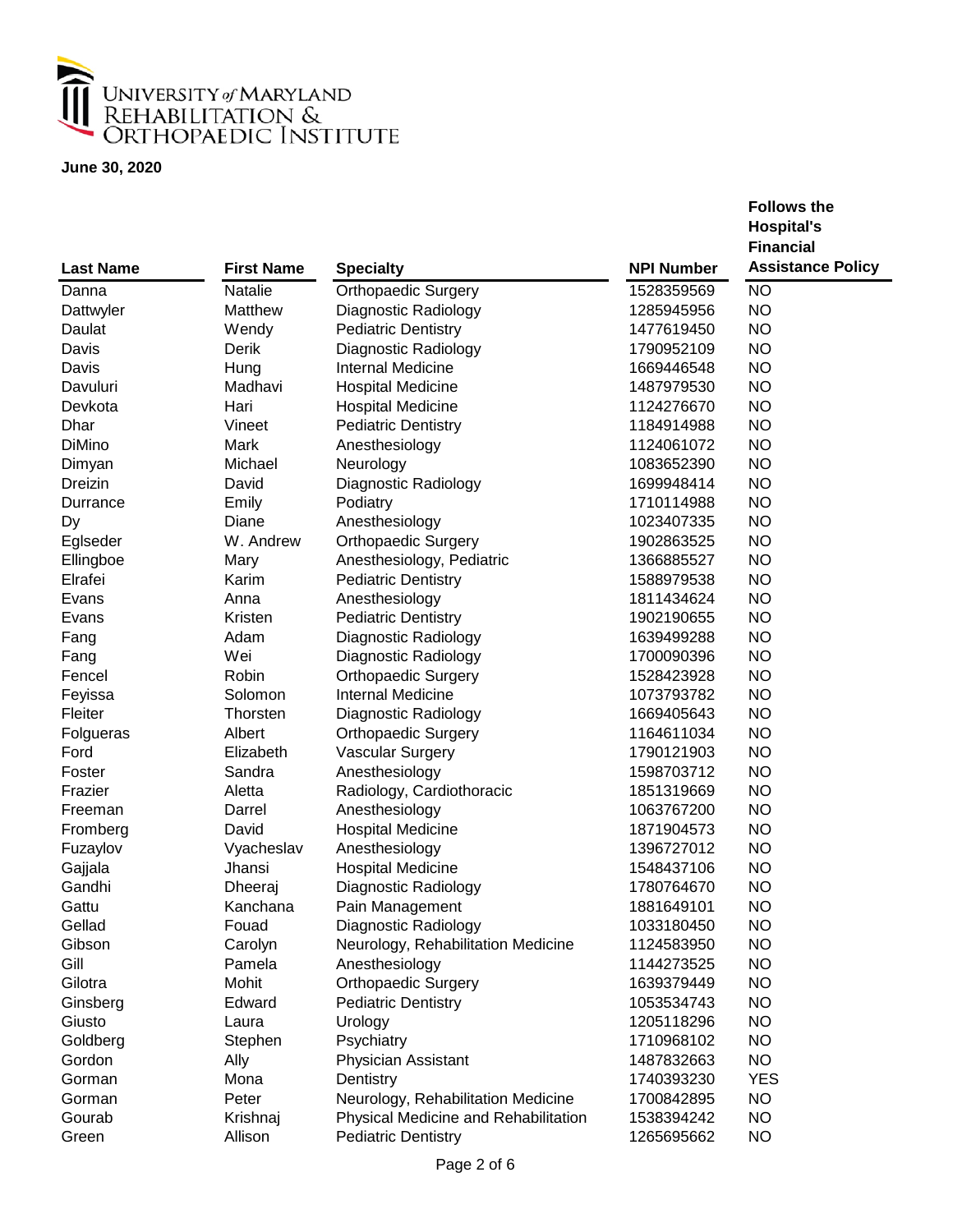UNIVERSITY of MARYLAND
REHABILITATION &
ORTHOPAEDIC INSTITUTE

**June 30, 2020**

| Last Name | First Name | Specialty | NPI Number | Follows the Hospital's Financial Assistance Policy |
|---|---|---|---|---|
| Danna | Natalie | Orthopaedic Surgery | 1528359569 | NO |
| Dattwyler | Matthew | Diagnostic Radiology | 1285945956 | NO |
| Daulat | Wendy | Pediatric Dentistry | 1477619450 | NO |
| Davis | Derik | Diagnostic Radiology | 1790952109 | NO |
| Davis | Hung | Internal Medicine | 1669446548 | NO |
| Davuluri | Madhavi | Hospital Medicine | 1487979530 | NO |
| Devkota | Hari | Hospital Medicine | 1124276670 | NO |
| Dhar | Vineet | Pediatric Dentistry | 1184914988 | NO |
| DiMino | Mark | Anesthesiology | 1124061072 | NO |
| Dimyan | Michael | Neurology | 1083652390 | NO |
| Dreizin | David | Diagnostic Radiology | 1699948414 | NO |
| Durrance | Emily | Podiatry | 1710114988 | NO |
| Dy | Diane | Anesthesiology | 1023407335 | NO |
| Eglseder | W. Andrew | Orthopaedic Surgery | 1902863525 | NO |
| Ellingboe | Mary | Anesthesiology, Pediatric | 1366885527 | NO |
| Elrafei | Karim | Pediatric Dentistry | 1588979538 | NO |
| Evans | Anna | Anesthesiology | 1811434624 | NO |
| Evans | Kristen | Pediatric Dentistry | 1902190655 | NO |
| Fang | Adam | Diagnostic Radiology | 1639499288 | NO |
| Fang | Wei | Diagnostic Radiology | 1700090396 | NO |
| Fencel | Robin | Orthopaedic Surgery | 1528423928 | NO |
| Feyissa | Solomon | Internal Medicine | 1073793782 | NO |
| Fleiter | Thorsten | Diagnostic Radiology | 1669405643 | NO |
| Folgueras | Albert | Orthopaedic Surgery | 1164611034 | NO |
| Ford | Elizabeth | Vascular Surgery | 1790121903 | NO |
| Foster | Sandra | Anesthesiology | 1598703712 | NO |
| Frazier | Aletta | Radiology, Cardiothoracic | 1851319669 | NO |
| Freeman | Darrel | Anesthesiology | 1063767200 | NO |
| Fromberg | David | Hospital Medicine | 1871904573 | NO |
| Fuzaylov | Vyacheslav | Anesthesiology | 1396727012 | NO |
| Gajjala | Jhansi | Hospital Medicine | 1548437106 | NO |
| Gandhi | Dheeraj | Diagnostic Radiology | 1780764670 | NO |
| Gattu | Kanchana | Pain Management | 1881649101 | NO |
| Gellad | Fouad | Diagnostic Radiology | 1033180450 | NO |
| Gibson | Carolyn | Neurology, Rehabilitation Medicine | 1124583950 | NO |
| Gill | Pamela | Anesthesiology | 1144273525 | NO |
| Gilotra | Mohit | Orthopaedic Surgery | 1639379449 | NO |
| Ginsberg | Edward | Pediatric Dentistry | 1053534743 | NO |
| Giusto | Laura | Urology | 1205118296 | NO |
| Goldberg | Stephen | Psychiatry | 1710968102 | NO |
| Gordon | Ally | Physician Assistant | 1487832663 | NO |
| Gorman | Mona | Dentistry | 1740393230 | YES |
| Gorman | Peter | Neurology, Rehabilitation Medicine | 1700842895 | NO |
| Gourab | Krishnaj | Physical Medicine and Rehabilitation | 1538394242 | NO |
| Green | Allison | Pediatric Dentistry | 1265695662 | NO |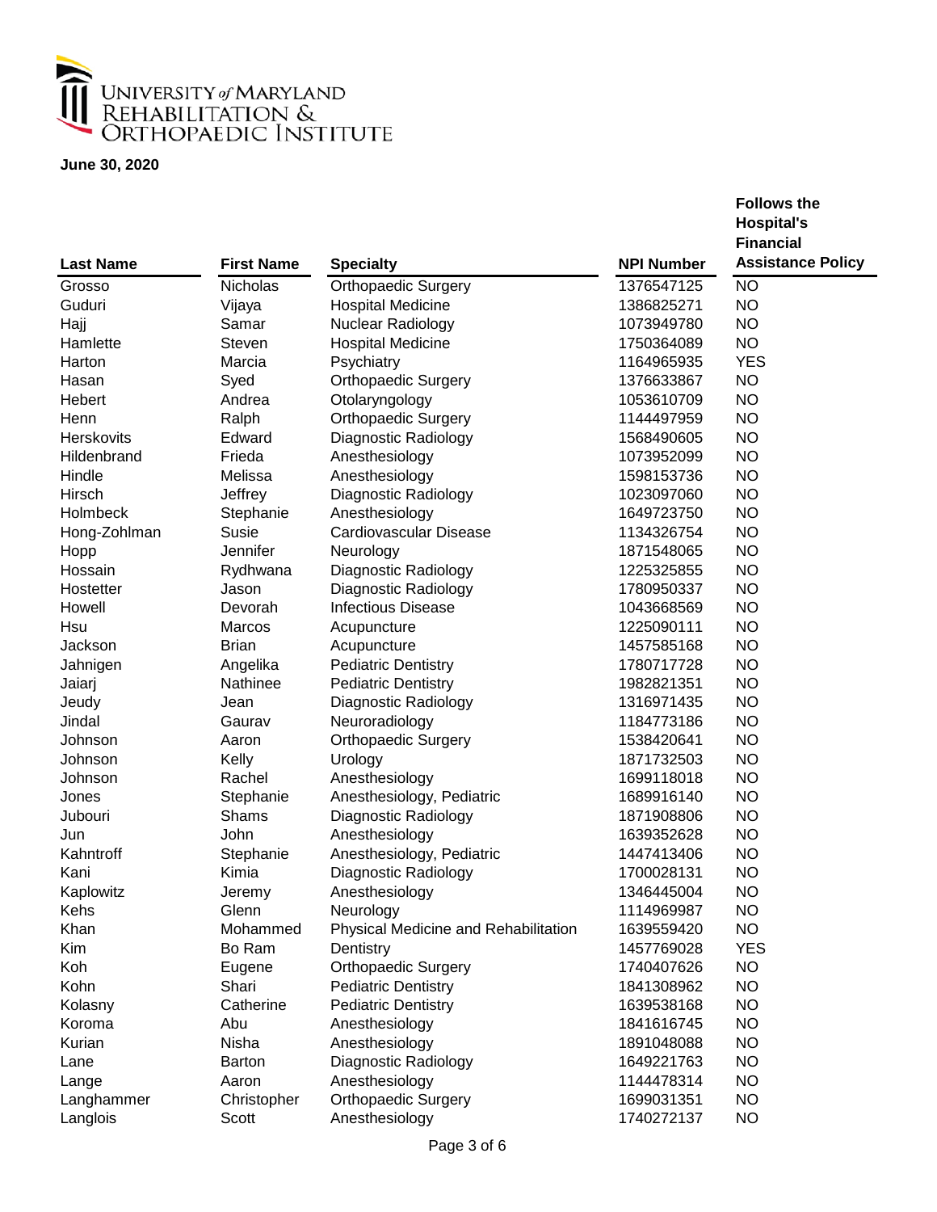UNIVERSITY *of* MARYLAND
REHABILITATION &
ORTHOPAEDIC INSTITUTE

**June 30, 2020**

| Last Name | First Name | Specialty | NPI Number | Follows the Hospital's Financial Assistance Policy |
|---|---|---|---|---|
| Grosso | Nicholas | Orthopaedic Surgery | 1376547125 | NO |
| Guduri | Vijaya | Hospital Medicine | 1386825271 | NO |
| Hajj | Samar | Nuclear Radiology | 1073949780 | NO |
| Hamlette | Steven | Hospital Medicine | 1750364089 | NO |
| Harton | Marcia | Psychiatry | 1164965935 | YES |
| Hasan | Syed | Orthopaedic Surgery | 1376633867 | NO |
| Hebert | Andrea | Otolaryngology | 1053610709 | NO |
| Henn | Ralph | Orthopaedic Surgery | 1144497959 | NO |
| Herskovits | Edward | Diagnostic Radiology | 1568490605 | NO |
| Hildenbrand | Frieda | Anesthesiology | 1073952099 | NO |
| Hindle | Melissa | Anesthesiology | 1598153736 | NO |
| Hirsch | Jeffrey | Diagnostic Radiology | 1023097060 | NO |
| Holmbeck | Stephanie | Anesthesiology | 1649723750 | NO |
| Hong-Zohlman | Susie | Cardiovascular Disease | 1134326754 | NO |
| Hopp | Jennifer | Neurology | 1871548065 | NO |
| Hossain | Rydhwana | Diagnostic Radiology | 1225325855 | NO |
| Hostetter | Jason | Diagnostic Radiology | 1780950337 | NO |
| Howell | Devorah | Infectious Disease | 1043668569 | NO |
| Hsu | Marcos | Acupuncture | 1225090111 | NO |
| Jackson | Brian | Acupuncture | 1457585168 | NO |
| Jahnigen | Angelika | Pediatric Dentistry | 1780717728 | NO |
| Jaiarj | Nathinee | Pediatric Dentistry | 1982821351 | NO |
| Jeudy | Jean | Diagnostic Radiology | 1316971435 | NO |
| Jindal | Gaurav | Neuroradiology | 1184773186 | NO |
| Johnson | Aaron | Orthopaedic Surgery | 1538420641 | NO |
| Johnson | Kelly | Urology | 1871732503 | NO |
| Johnson | Rachel | Anesthesiology | 1699118018 | NO |
| Jones | Stephanie | Anesthesiology, Pediatric | 1689916140 | NO |
| Jubouri | Shams | Diagnostic Radiology | 1871908806 | NO |
| Jun | John | Anesthesiology | 1639352628 | NO |
| Kahntroff | Stephanie | Anesthesiology, Pediatric | 1447413406 | NO |
| Kani | Kimia | Diagnostic Radiology | 1700028131 | NO |
| Kaplowitz | Jeremy | Anesthesiology | 1346445004 | NO |
| Kehs | Glenn | Neurology | 1114969987 | NO |
| Khan | Mohammed | Physical Medicine and Rehabilitation | 1639559420 | NO |
| Kim | Bo Ram | Dentistry | 1457769028 | YES |
| Koh | Eugene | Orthopaedic Surgery | 1740407626 | NO |
| Kohn | Shari | Pediatric Dentistry | 1841308962 | NO |
| Kolasny | Catherine | Pediatric Dentistry | 1639538168 | NO |
| Koroma | Abu | Anesthesiology | 1841616745 | NO |
| Kurian | Nisha | Anesthesiology | 1891048088 | NO |
| Lane | Barton | Diagnostic Radiology | 1649221763 | NO |
| Lange | Aaron | Anesthesiology | 1144478314 | NO |
| Langhammer | Christopher | Orthopaedic Surgery | 1699031351 | NO |
| Langlois | Scott | Anesthesiology | 1740272137 | NO |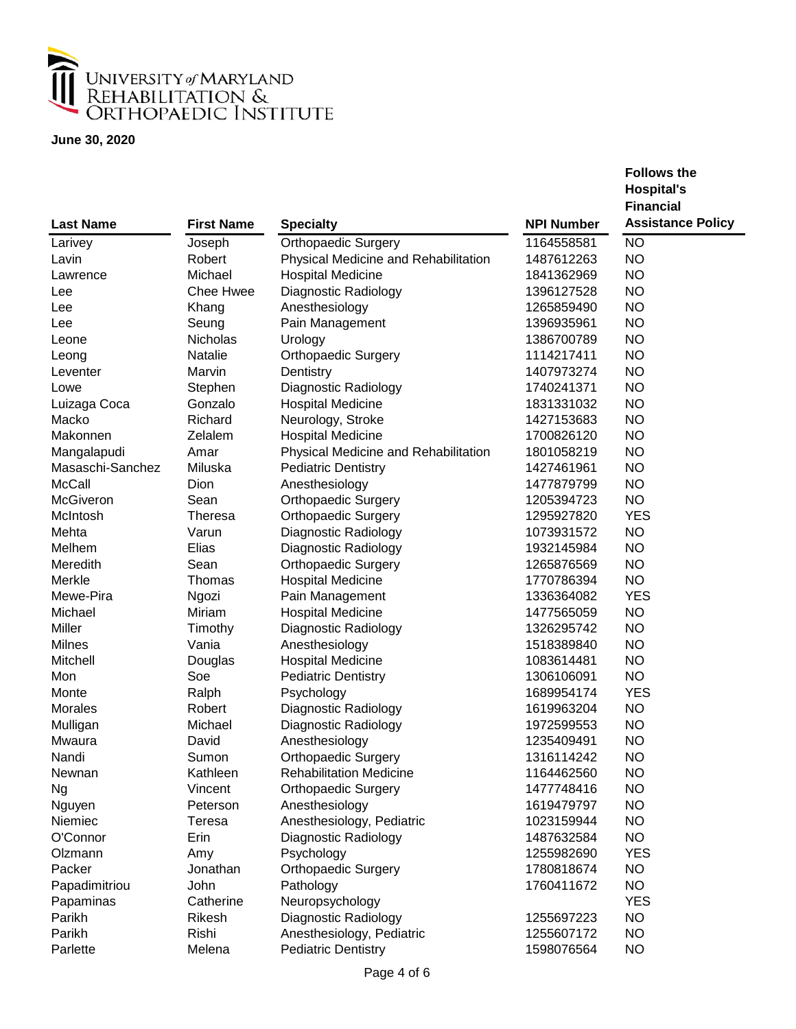UNIVERSITY of MARYLAND
REHABILITATION &
ORTHOPAEDIC INSTITUTE

**June 30, 2020**

| Last Name | First Name | Specialty | NPI Number | Follows the Hospital's Financial Assistance Policy |
|---|---|---|---|---|
| Larivey | Joseph | Orthopaedic Surgery | 1164558581 | NO |
| Lavin | Robert | Physical Medicine and Rehabilitation | 1487612263 | NO |
| Lawrence | Michael | Hospital Medicine | 1841362969 | NO |
| Lee | Chee Hwee | Diagnostic Radiology | 1396127528 | NO |
| Lee | Khang | Anesthesiology | 1265859490 | NO |
| Lee | Seung | Pain Management | 1396935961 | NO |
| Leone | Nicholas | Urology | 1386700789 | NO |
| Leong | Natalie | Orthopaedic Surgery | 1114217411 | NO |
| Leventer | Marvin | Dentistry | 1407973274 | NO |
| Lowe | Stephen | Diagnostic Radiology | 1740241371 | NO |
| Luizaga Coca | Gonzalo | Hospital Medicine | 1831331032 | NO |
| Macko | Richard | Neurology, Stroke | 1427153683 | NO |
| Makonnen | Zelalem | Hospital Medicine | 1700826120 | NO |
| Mangalapudi | Amar | Physical Medicine and Rehabilitation | 1801058219 | NO |
| Masaschi-Sanchez | Miluska | Pediatric Dentistry | 1427461961 | NO |
| McCall | Dion | Anesthesiology | 1477879799 | NO |
| McGiveron | Sean | Orthopaedic Surgery | 1205394723 | NO |
| McIntosh | Theresa | Orthopaedic Surgery | 1295927820 | YES |
| Mehta | Varun | Diagnostic Radiology | 1073931572 | NO |
| Melhem | Elias | Diagnostic Radiology | 1932145984 | NO |
| Meredith | Sean | Orthopaedic Surgery | 1265876569 | NO |
| Merkle | Thomas | Hospital Medicine | 1770786394 | NO |
| Mewe-Pira | Ngozi | Pain Management | 1336364082 | YES |
| Michael | Miriam | Hospital Medicine | 1477565059 | NO |
| Miller | Timothy | Diagnostic Radiology | 1326295742 | NO |
| Milnes | Vania | Anesthesiology | 1518389840 | NO |
| Mitchell | Douglas | Hospital Medicine | 1083614481 | NO |
| Mon | Soe | Pediatric Dentistry | 1306106091 | NO |
| Monte | Ralph | Psychology | 1689954174 | YES |
| Morales | Robert | Diagnostic Radiology | 1619963204 | NO |
| Mulligan | Michael | Diagnostic Radiology | 1972599553 | NO |
| Mwaura | David | Anesthesiology | 1235409491 | NO |
| Nandi | Sumon | Orthopaedic Surgery | 1316114242 | NO |
| Newnan | Kathleen | Rehabilitation Medicine | 1164462560 | NO |
| Ng | Vincent | Orthopaedic Surgery | 1477748416 | NO |
| Nguyen | Peterson | Anesthesiology | 1619479797 | NO |
| Niemiec | Teresa | Anesthesiology, Pediatric | 1023159944 | NO |
| O'Connor | Erin | Diagnostic Radiology | 1487632584 | NO |
| Olzmann | Amy | Psychology | 1255982690 | YES |
| Packer | Jonathan | Orthopaedic Surgery | 1780818674 | NO |
| Papadimitriou | John | Pathology | 1760411672 | NO |
| Papaminas | Catherine | Neuropsychology | | YES |
| Parikh | Rikesh | Diagnostic Radiology | 1255697223 | NO |
| Parikh | Rishi | Anesthesiology, Pediatric | 1255607172 | NO |
| Parlette | Melena | Pediatric Dentistry | 1598076564 | NO |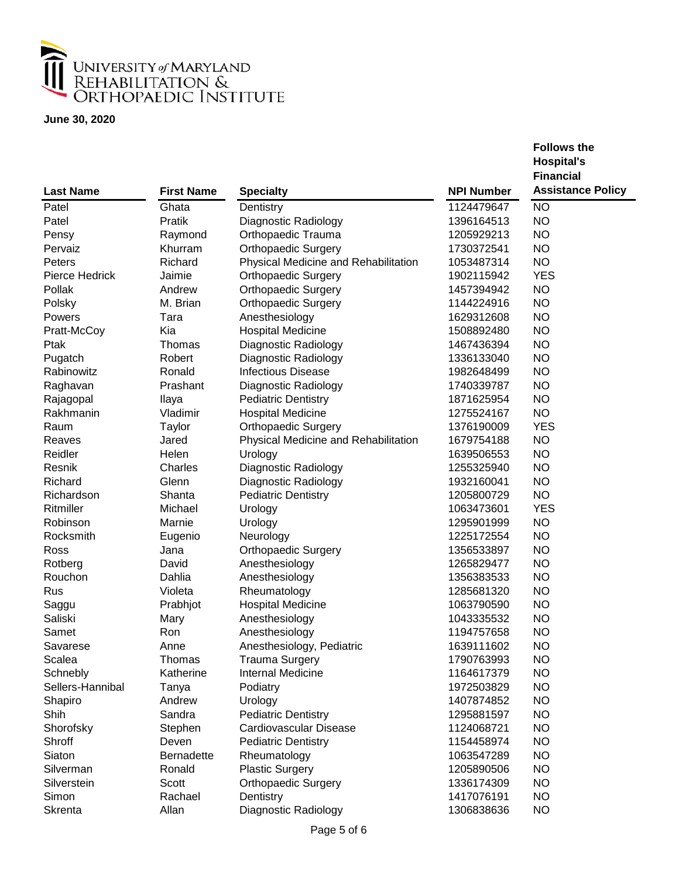UNIVERSITY *of* MARYLAND
REHABILITATION &
ORTHOPAEDIC INSTITUTE

**June 30, 2020**

| Last Name | First Name | Specialty | NPI Number | Follows the Hospital's Financial Assistance Policy |
|---|---|---|---|---|
| Patel | Ghata | Dentistry | 1124479647 | NO |
| Patel | Pratik | Diagnostic Radiology | 1396164513 | NO |
| Pensy | Raymond | Orthopaedic Trauma | 1205929213 | NO |
| Pervaiz | Khurram | Orthopaedic Surgery | 1730372541 | NO |
| Peters | Richard | Physical Medicine and Rehabilitation | 1053487314 | NO |
| Pierce Hedrick | Jaimie | Orthopaedic Surgery | 1902115942 | YES |
| Pollak | Andrew | Orthopaedic Surgery | 1457394942 | NO |
| Polsky | M. Brian | Orthopaedic Surgery | 1144224916 | NO |
| Powers | Tara | Anesthesiology | 1629312608 | NO |
| Pratt-McCoy | Kia | Hospital Medicine | 1508892480 | NO |
| Ptak | Thomas | Diagnostic Radiology | 1467436394 | NO |
| Pugatch | Robert | Diagnostic Radiology | 1336133040 | NO |
| Rabinowitz | Ronald | Infectious Disease | 1982648499 | NO |
| Raghavan | Prashant | Diagnostic Radiology | 1740339787 | NO |
| Rajagopal | Ilaya | Pediatric Dentistry | 1871625954 | NO |
| Rakhmanin | Vladimir | Hospital Medicine | 1275524167 | NO |
| Raum | Taylor | Orthopaedic Surgery | 1376190009 | YES |
| Reaves | Jared | Physical Medicine and Rehabilitation | 1679754188 | NO |
| Reidler | Helen | Urology | 1639506553 | NO |
| Resnik | Charles | Diagnostic Radiology | 1255325940 | NO |
| Richard | Glenn | Diagnostic Radiology | 1932160041 | NO |
| Richardson | Shanta | Pediatric Dentistry | 1205800729 | NO |
| Ritmiller | Michael | Urology | 1063473601 | YES |
| Robinson | Marnie | Urology | 1295901999 | NO |
| Rocksmith | Eugenio | Neurology | 1225172554 | NO |
| Ross | Jana | Orthopaedic Surgery | 1356533897 | NO |
| Rotberg | David | Anesthesiology | 1265829477 | NO |
| Rouchon | Dahlia | Anesthesiology | 1356383533 | NO |
| Rus | Violeta | Rheumatology | 1285681320 | NO |
| Saggu | Prabhjot | Hospital Medicine | 1063790590 | NO |
| Saliski | Mary | Anesthesiology | 1043335532 | NO |
| Samet | Ron | Anesthesiology | 1194757658 | NO |
| Savarese | Anne | Anesthesiology, Pediatric | 1639111602 | NO |
| Scalea | Thomas | Trauma Surgery | 1790763993 | NO |
| Schnebly | Katherine | Internal Medicine | 1164617379 | NO |
| Sellers-Hannibal | Tanya | Podiatry | 1972503829 | NO |
| Shapiro | Andrew | Urology | 1407874852 | NO |
| Shih | Sandra | Pediatric Dentistry | 1295881597 | NO |
| Shorofsky | Stephen | Cardiovascular Disease | 1124068721 | NO |
| Shroff | Deven | Pediatric Dentistry | 1154458974 | NO |
| Siaton | Bernadette | Rheumatology | 1063547289 | NO |
| Silverman | Ronald | Plastic Surgery | 1205890506 | NO |
| Silverstein | Scott | Orthopaedic Surgery | 1336174309 | NO |
| Simon | Rachael | Dentistry | 1417076191 | NO |
| Skrenta | Allan | Diagnostic Radiology | 1306838636 | NO |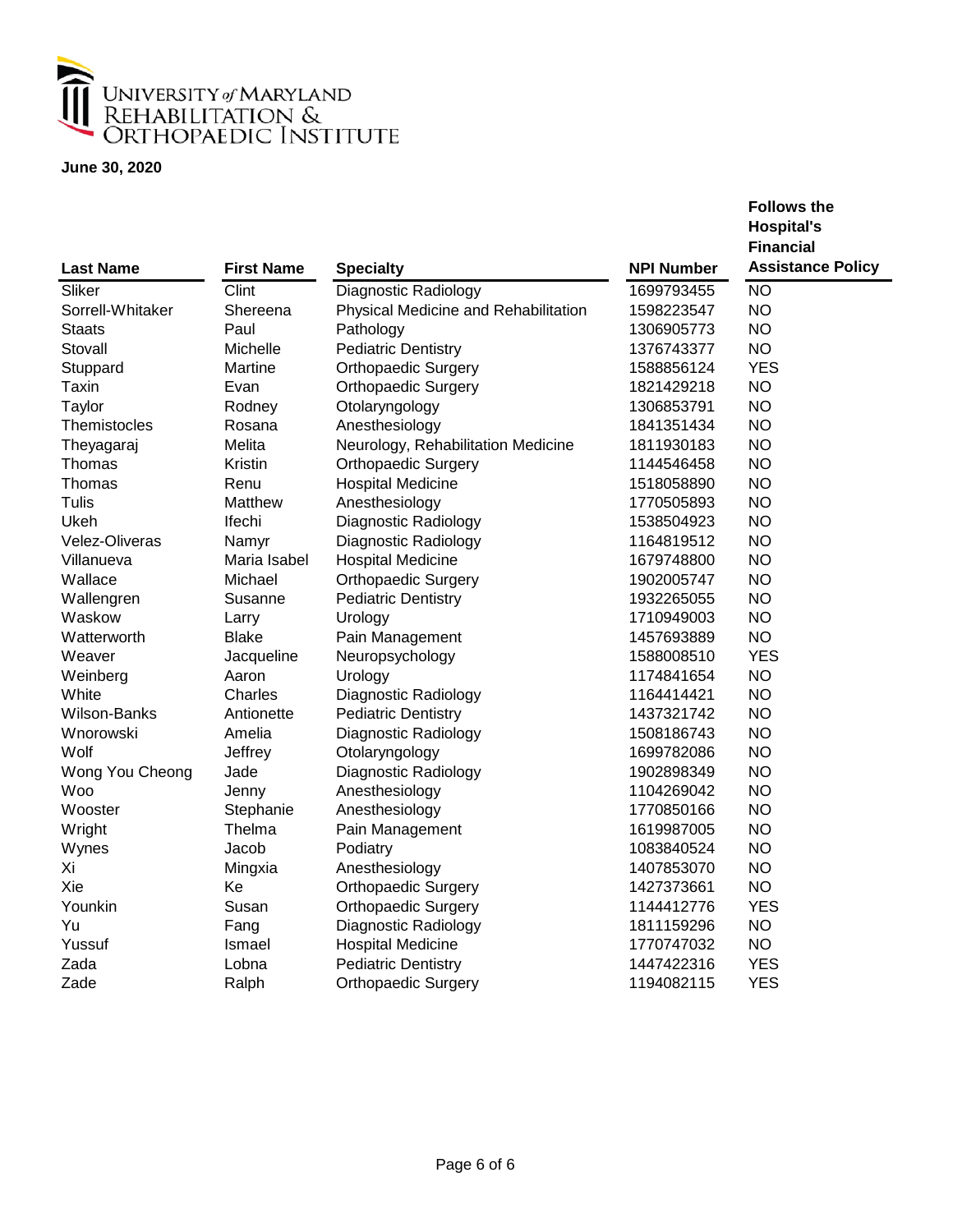UNIVERSITY *of* MARYLAND
REHABILITATION &
ORTHOPAEDIC INSTITUTE

**June 30, 2020**

| Last Name | First Name | Specialty | NPI Number | Follows the Hospital's Financial Assistance Policy |
|---|---|---|---|---|
| Sliker | Clint | Diagnostic Radiology | 1699793455 | NO |
| Sorrell-Whitaker | Shereena | Physical Medicine and Rehabilitation | 1598223547 | NO |
| Staats | Paul | Pathology | 1306905773 | NO |
| Stovall | Michelle | Pediatric Dentistry | 1376743377 | NO |
| Stuppard | Martine | Orthopaedic Surgery | 1588856124 | YES |
| Taxin | Evan | Orthopaedic Surgery | 1821429218 | NO |
| Taylor | Rodney | Otolaryngology | 1306853791 | NO |
| Themistocles | Rosana | Anesthesiology | 1841351434 | NO |
| Theyagaraj | Melita | Neurology, Rehabilitation Medicine | 1811930183 | NO |
| Thomas | Kristin | Orthopaedic Surgery | 1144546458 | NO |
| Thomas | Renu | Hospital Medicine | 1518058890 | NO |
| Tulis | Matthew | Anesthesiology | 1770505893 | NO |
| Ukeh | Ifechi | Diagnostic Radiology | 1538504923 | NO |
| Velez-Oliveras | Namyr | Diagnostic Radiology | 1164819512 | NO |
| Villanueva | Maria Isabel | Hospital Medicine | 1679748800 | NO |
| Wallace | Michael | Orthopaedic Surgery | 1902005747 | NO |
| Wallengren | Susanne | Pediatric Dentistry | 1932265055 | NO |
| Waskow | Larry | Urology | 1710949003 | NO |
| Watterworth | Blake | Pain Management | 1457693889 | NO |
| Weaver | Jacqueline | Neuropsychology | 1588008510 | YES |
| Weinberg | Aaron | Urology | 1174841654 | NO |
| White | Charles | Diagnostic Radiology | 1164414421 | NO |
| Wilson-Banks | Antionette | Pediatric Dentistry | 1437321742 | NO |
| Wnorowski | Amelia | Diagnostic Radiology | 1508186743 | NO |
| Wolf | Jeffrey | Otolaryngology | 1699782086 | NO |
| Wong You Cheong | Jade | Diagnostic Radiology | 1902898349 | NO |
| Woo | Jenny | Anesthesiology | 1104269042 | NO |
| Wooster | Stephanie | Anesthesiology | 1770850166 | NO |
| Wright | Thelma | Pain Management | 1619987005 | NO |
| Wynes | Jacob | Podiatry | 1083840524 | NO |
| Xi | Mingxia | Anesthesiology | 1407853070 | NO |
| Xie | Ke | Orthopaedic Surgery | 1427373661 | NO |
| Younkin | Susan | Orthopaedic Surgery | 1144412776 | YES |
| Yu | Fang | Diagnostic Radiology | 1811159296 | NO |
| Yussuf | Ismael | Hospital Medicine | 1770747032 | NO |
| Zada | Lobna | Pediatric Dentistry | 1447422316 | YES |
| Zade | Ralph | Orthopaedic Surgery | 1194082115 | YES |